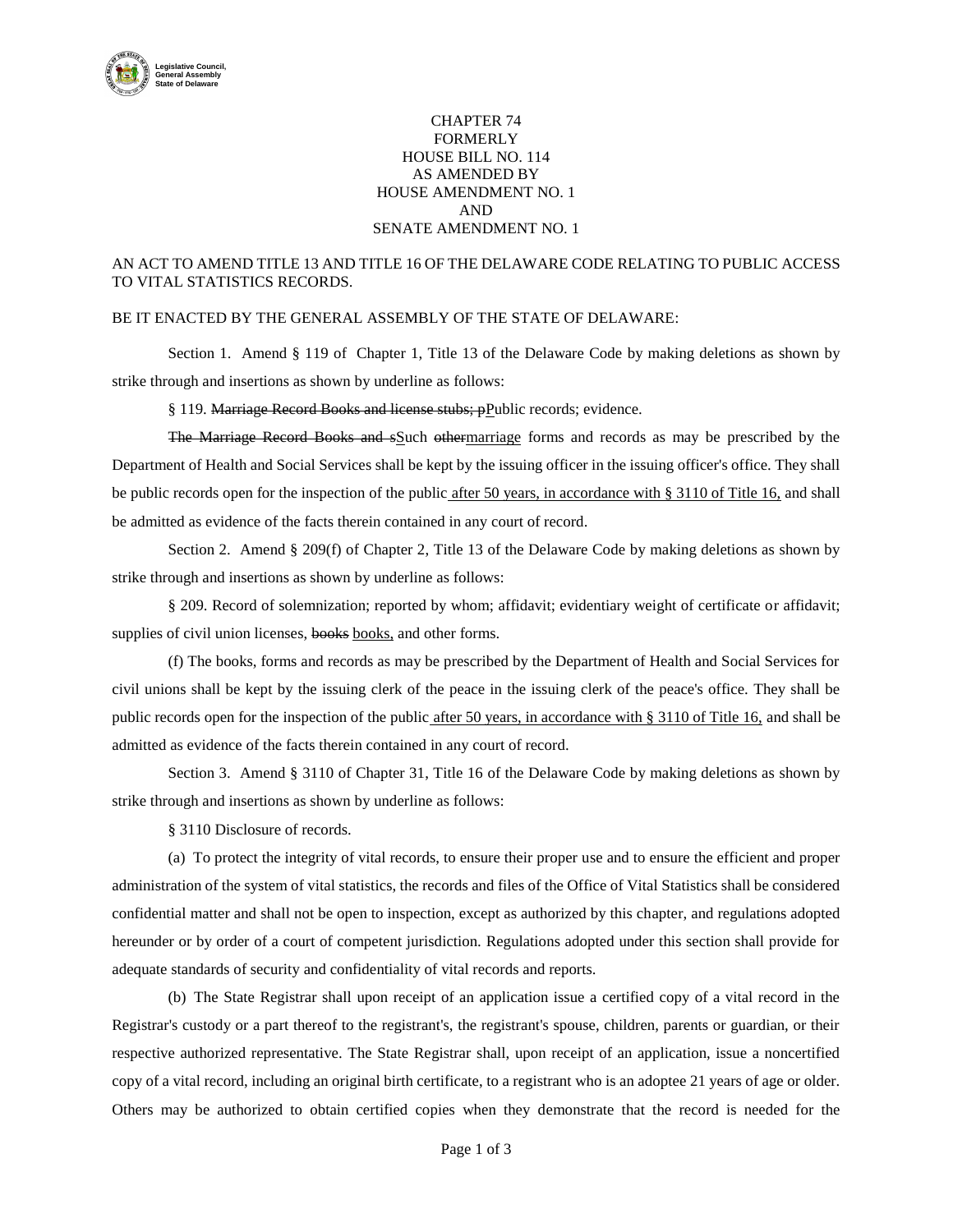Legislative Council, General Assembly State of Delaware

CHAPTER 74
FORMERLY
HOUSE BILL NO. 114
AS AMENDED BY
HOUSE AMENDMENT NO. 1
AND
SENATE AMENDMENT NO. 1

AN ACT TO AMEND TITLE 13 AND TITLE 16 OF THE DELAWARE CODE RELATING TO PUBLIC ACCESS TO VITAL STATISTICS RECORDS.

BE IT ENACTED BY THE GENERAL ASSEMBLY OF THE STATE OF DELAWARE:

Section 1. Amend § 119 of Chapter 1, Title 13 of the Delaware Code by making deletions as shown by strike through and insertions as shown by underline as follows:

§ 119. ~~Marriage Record Books and license stubs; p~~<u>P</u>ublic records; evidence.

~~The Marriage Record Books and s~~<u>S</u>uch ~~other~~<u>marriage</u> forms and records as may be prescribed by the Department of Health and Social Services shall be kept by the issuing officer in the issuing officer's office. They shall be public records open for the inspection of the public<u> after 50 years, in accordance with § 3110 of Title 16,</u> and shall be admitted as evidence of the facts therein contained in any court of record.

Section 2. Amend § 209(f) of Chapter 2, Title 13 of the Delaware Code by making deletions as shown by strike through and insertions as shown by underline as follows:

§ 209. Record of solemnization; reported by whom; affidavit; evidentiary weight of certificate or affidavit; supplies of civil union licenses, ~~books~~ <u>books,</u> and other forms.

(f) The books, forms and records as may be prescribed by the Department of Health and Social Services for civil unions shall be kept by the issuing clerk of the peace in the issuing clerk of the peace's office. They shall be public records open for the inspection of the public<u> after 50 years, in accordance with § 3110 of Title 16,</u> and shall be admitted as evidence of the facts therein contained in any court of record.

Section 3. Amend § 3110 of Chapter 31, Title 16 of the Delaware Code by making deletions as shown by strike through and insertions as shown by underline as follows:

§ 3110 Disclosure of records.

(a) To protect the integrity of vital records, to ensure their proper use and to ensure the efficient and proper administration of the system of vital statistics, the records and files of the Office of Vital Statistics shall be considered confidential matter and shall not be open to inspection, except as authorized by this chapter, and regulations adopted hereunder or by order of a court of competent jurisdiction. Regulations adopted under this section shall provide for adequate standards of security and confidentiality of vital records and reports.

(b) The State Registrar shall upon receipt of an application issue a certified copy of a vital record in the Registrar's custody or a part thereof to the registrant's, the registrant's spouse, children, parents or guardian, or their respective authorized representative. The State Registrar shall, upon receipt of an application, issue a noncertified copy of a vital record, including an original birth certificate, to a registrant who is an adoptee 21 years of age or older. Others may be authorized to obtain certified copies when they demonstrate that the record is needed for the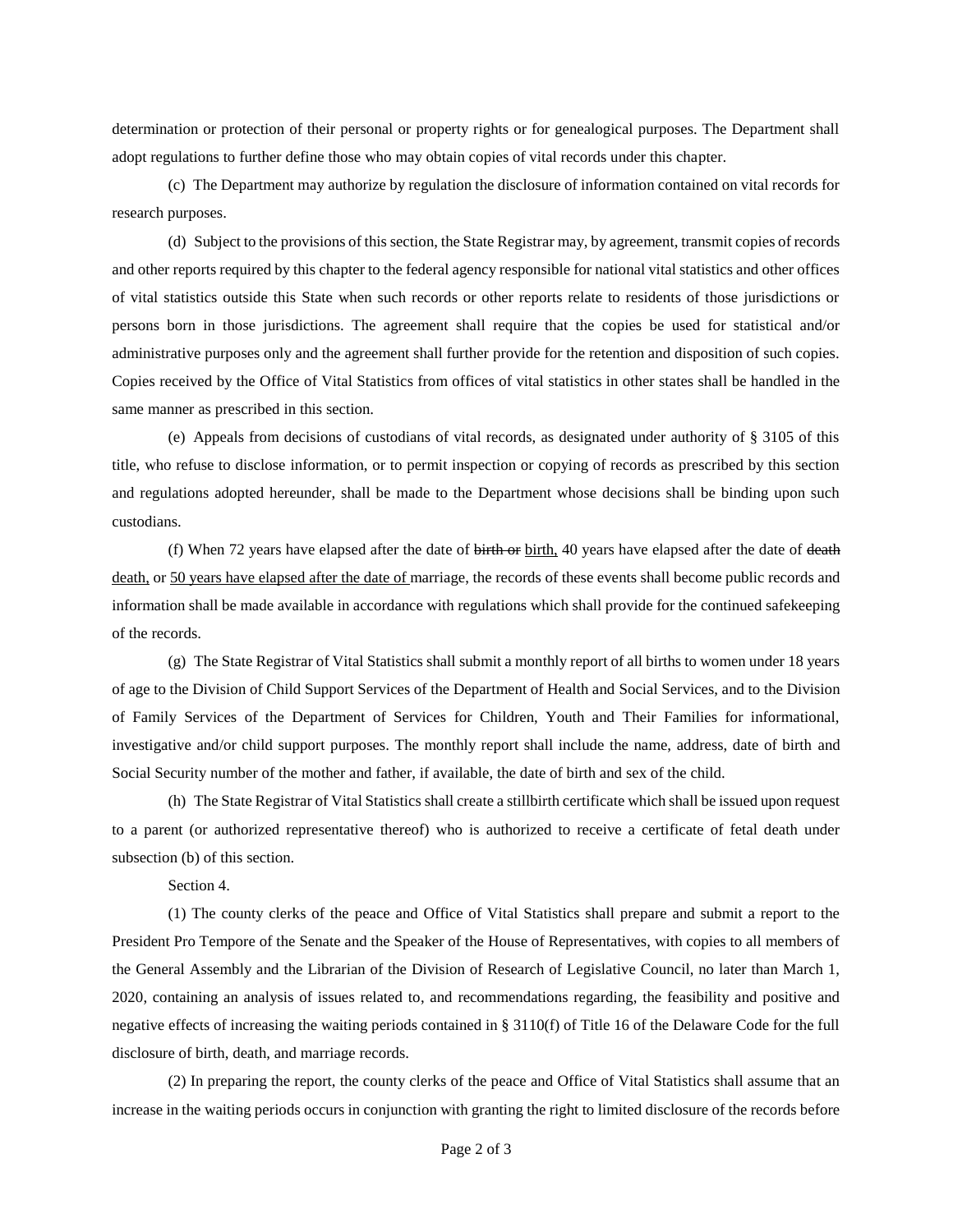determination or protection of their personal or property rights or for genealogical purposes. The Department shall adopt regulations to further define those who may obtain copies of vital records under this chapter.

(c) The Department may authorize by regulation the disclosure of information contained on vital records for research purposes.

(d) Subject to the provisions of this section, the State Registrar may, by agreement, transmit copies of records and other reports required by this chapter to the federal agency responsible for national vital statistics and other offices of vital statistics outside this State when such records or other reports relate to residents of those jurisdictions or persons born in those jurisdictions. The agreement shall require that the copies be used for statistical and/or administrative purposes only and the agreement shall further provide for the retention and disposition of such copies. Copies received by the Office of Vital Statistics from offices of vital statistics in other states shall be handled in the same manner as prescribed in this section.

(e) Appeals from decisions of custodians of vital records, as designated under authority of § 3105 of this title, who refuse to disclose information, or to permit inspection or copying of records as prescribed by this section and regulations adopted hereunder, shall be made to the Department whose decisions shall be binding upon such custodians.

(f) When 72 years have elapsed after the date of ~~birth or~~ <u>birth,</u> 40 years have elapsed after the date of ~~death~~ <u>death,</u> or <u>50 years have elapsed after the date of</u> marriage, the records of these events shall become public records and information shall be made available in accordance with regulations which shall provide for the continued safekeeping of the records.

(g) The State Registrar of Vital Statistics shall submit a monthly report of all births to women under 18 years of age to the Division of Child Support Services of the Department of Health and Social Services, and to the Division of Family Services of the Department of Services for Children, Youth and Their Families for informational, investigative and/or child support purposes. The monthly report shall include the name, address, date of birth and Social Security number of the mother and father, if available, the date of birth and sex of the child.

(h) The State Registrar of Vital Statistics shall create a stillbirth certificate which shall be issued upon request to a parent (or authorized representative thereof) who is authorized to receive a certificate of fetal death under subsection (b) of this section.

Section 4.

(1) The county clerks of the peace and Office of Vital Statistics shall prepare and submit a report to the President Pro Tempore of the Senate and the Speaker of the House of Representatives, with copies to all members of the General Assembly and the Librarian of the Division of Research of Legislative Council, no later than March 1, 2020, containing an analysis of issues related to, and recommendations regarding, the feasibility and positive and negative effects of increasing the waiting periods contained in § 3110(f) of Title 16 of the Delaware Code for the full disclosure of birth, death, and marriage records.

(2) In preparing the report, the county clerks of the peace and Office of Vital Statistics shall assume that an increase in the waiting periods occurs in conjunction with granting the right to limited disclosure of the records before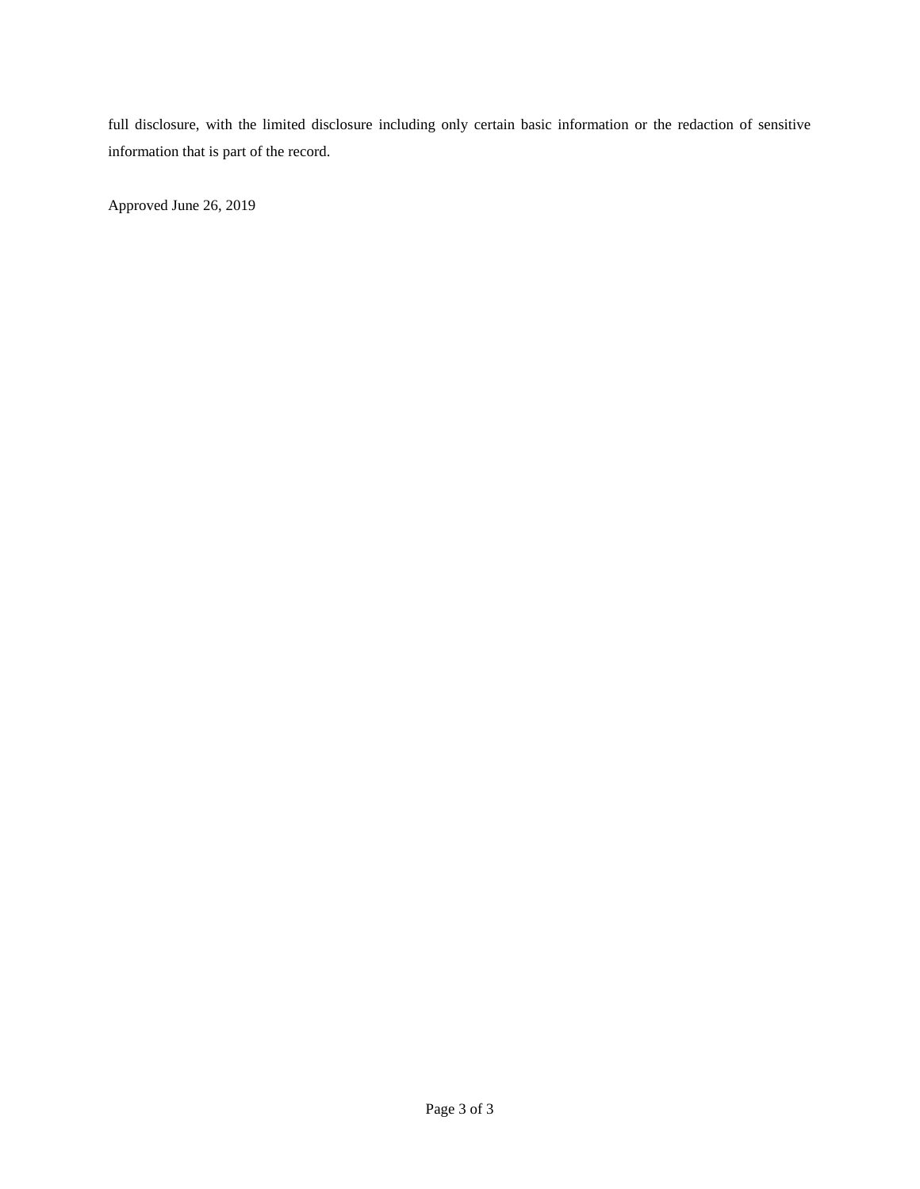full disclosure, with the limited disclosure including only certain basic information or the redaction of sensitive information that is part of the record.

Approved June 26, 2019